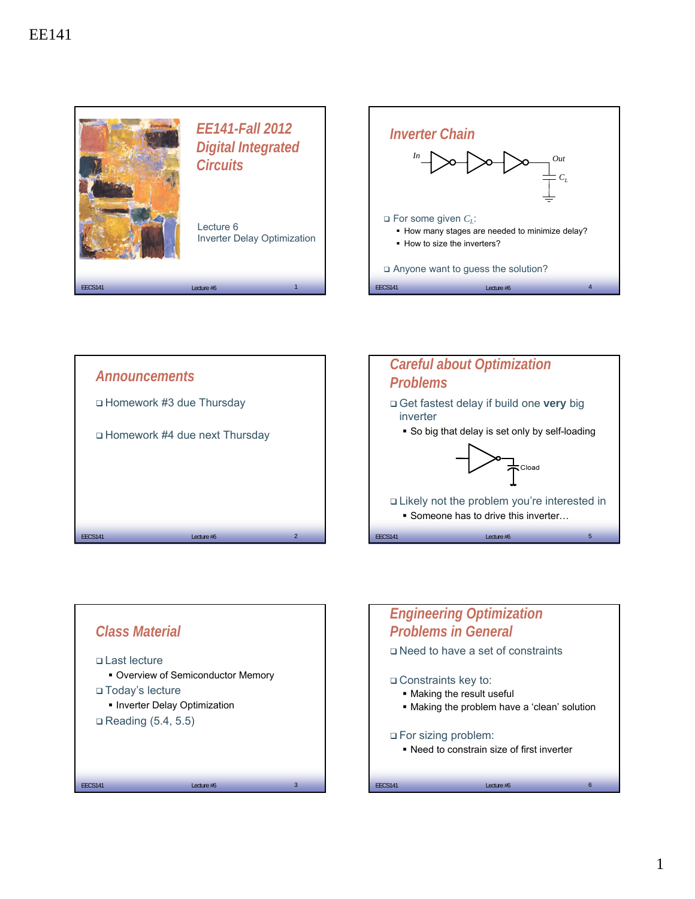EE141

# EE141-Fall 2012 Digital Integrated Circuits

Lecture 6
Inverter Delay Optimization

## Announcements

- Homework #3 due Thursday
- Homework #4 due next Thursday

## Class Material

- Last lecture
  - Overview of Semiconductor Memory
- Today's lecture
  - Inverter Delay Optimization
- Reading (5.4, 5.5)

## Inverter Chain

In → Out, $C_L$

- For some given $C_L$:
  - How many stages are needed to minimize delay?
  - How to size the inverters?
- Anyone want to guess the solution?

## Careful about Optimization Problems

- Get fastest delay if build one **very** big inverter
  - So big that delay is set only by self-loading

Cload

- Likely not the problem you're interested in
  - Someone has to drive this inverter…

## Engineering Optimization Problems in General

- Need to have a set of constraints
- Constraints key to:
  - Making the result useful
  - Making the problem have a 'clean' solution
- For sizing problem:
  - Need to constrain size of first inverter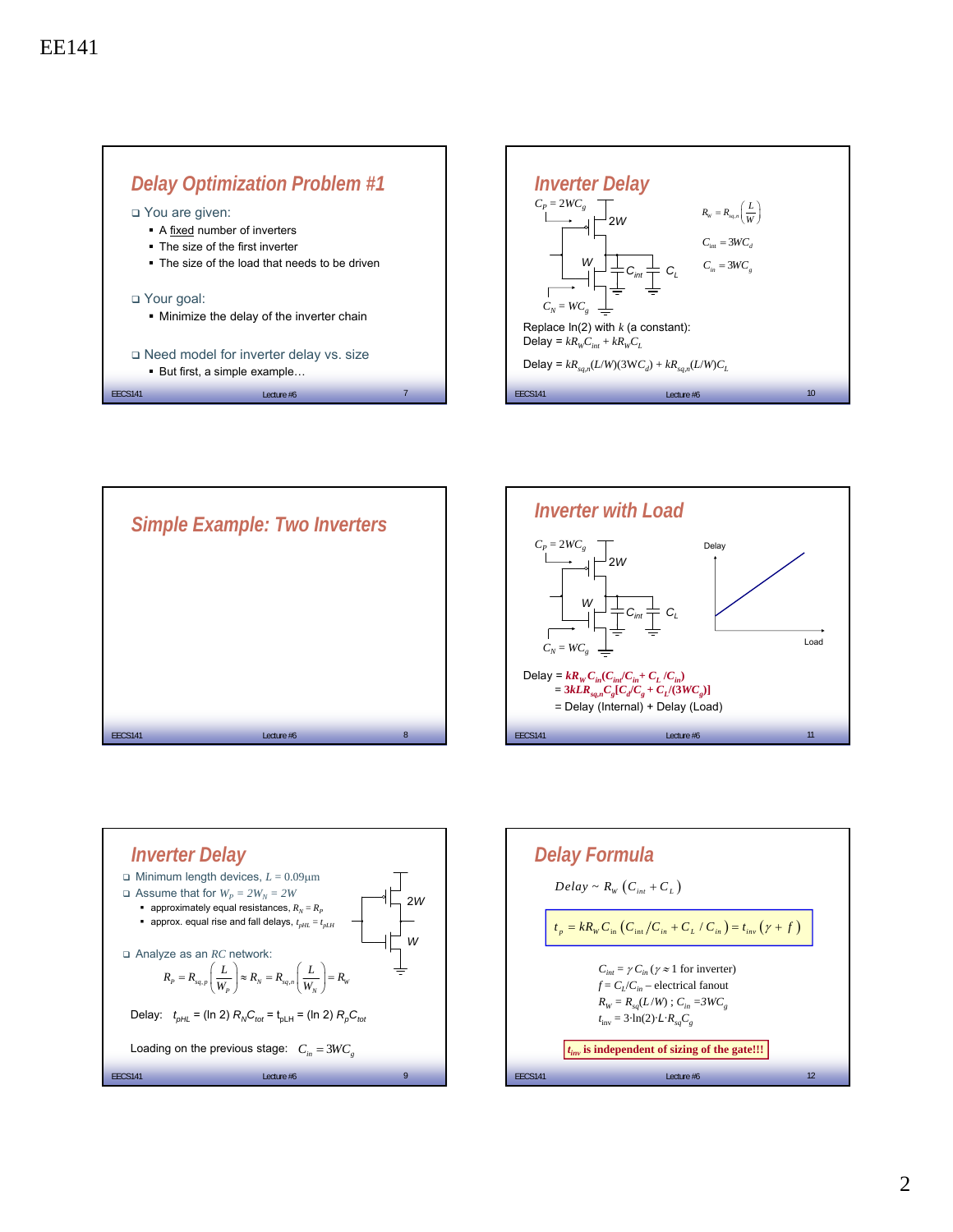EE141

## Delay Optimization Problem #1

- You are given:
  - A fixed number of inverters
  - The size of the first inverter
  - The size of the load that needs to be driven
- Your goal:
  - Minimize the delay of the inverter chain
- Need model for inverter delay vs. size
  - But first, a simple example…

## Simple Example: Two Inverters

## Inverter Delay

- Minimum length devices, $L = 0.09\mu m$
- Assume that for $W_P = 2W_N = 2W$
  - approximately equal resistances, $R_N = R_P$
  - approx. equal rise and fall delays, $t_{pHL} = t_{pLH}$
- Analyze as an $RC$ network:

$$R_P = R_{sq,p}\left(\frac{L}{W_P}\right) \approx R_N = R_{sq,n}\left(\frac{L}{W_N}\right) = R_W$$

Delay: $t_{pHL}$ = (ln 2) $R_N C_{tot}$ = $t_{pLH}$ = (ln 2) $R_P C_{tot}$

Loading on the previous stage: $C_{in} = 3WC_g$

## Inverter Delay

$C_P = 2WC_g$, 2W; W; $C_{int}$; $C_L$; $C_N = WC_g$

$$R_W = R_{sq,n}\left(\frac{L}{W}\right)$$

$$C_{int} = 3WC_d$$

$$C_{in} = 3WC_g$$

Replace ln(2) with $k$ (a constant):

Delay = $kR_W C_{int} + kR_W C_L$

Delay = $kR_{sq,n}(L/W)(3WC_d) + kR_{sq,n}(L/W)C_L$

## Inverter with Load

$C_P = 2WC_g$, 2W; W; $C_{int}$; $C_L$; $C_N = WC_g$

(Plot: Delay vs. Load)

Delay = $kR_W C_{in}(C_{int}/C_{in} + C_L/C_{in})$

= $3kLR_{sq,n}C_g[C_d/C_g + C_L/(3WC_g)]$

= Delay (Internal) + Delay (Load)

## Delay Formula

$$Delay \sim R_W\left(C_{int} + C_L\right)$$

$$t_p = kR_W C_{in}\left(C_{int}/C_{in} + C_L/C_{in}\right) = t_{inv}\left(\gamma + f\right)$$

$C_{int} = \gamma C_{in}$ ($\gamma \approx 1$ for inverter)

$f = C_L/C_{in}$ – electrical fanout

$R_W = R_{sq}(L/W)$ ; $C_{in} = 3WC_g$

$t_{inv} = 3 \cdot \ln(2) \cdot L \cdot R_{sq} C_g$

**$t_{inv}$ is independent of sizing of the gate!!!**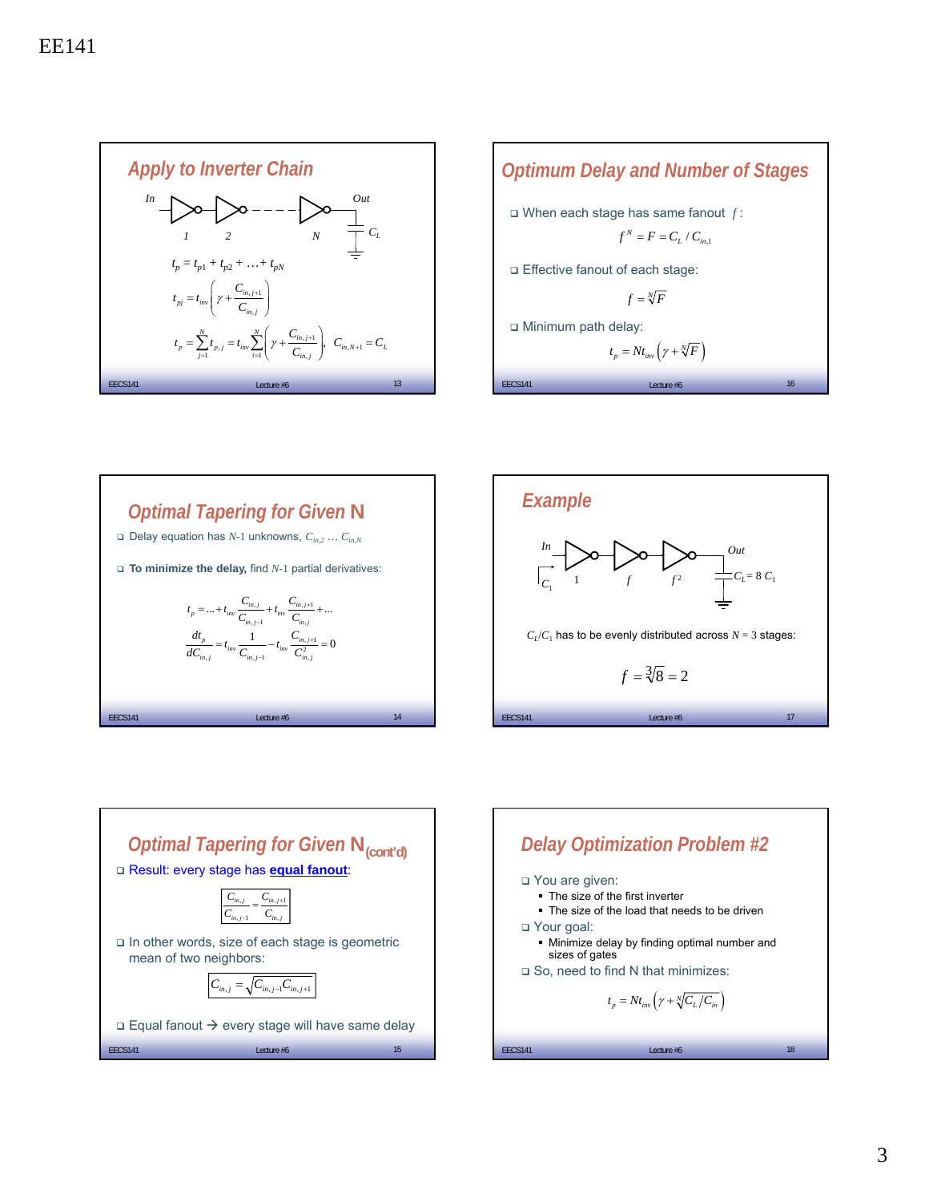EE141

## Apply to Inverter Chain

In → 1 → 2 → - - - - → N → Out, $C_L$

$$t_p = t_{p1} + t_{p2} + \ldots + t_{pN}$$

$$t_{pj} = t_{inv}\left(\gamma + \frac{C_{in,j+1}}{C_{in,j}}\right)$$

$$t_p = \sum_{j=1}^{N} t_{p,j} = t_{inv}\sum_{i=1}^{N}\left(\gamma + \frac{C_{in,j+1}}{C_{in,j}}\right), \quad C_{in,N+1} = C_L$$

## Optimal Tapering for Given N

- Delay equation has $N$-1 unknowns, $C_{in,2} \ldots C_{in,N}$
- **To minimize the delay,** find $N$-1 partial derivatives:

$$t_p = \ldots + t_{inv}\frac{C_{in,j}}{C_{in,j-1}} + t_{inv}\frac{C_{in,j+1}}{C_{in,j}} + \ldots$$

$$\frac{dt_p}{dC_{in,j}} = t_{inv}\frac{1}{C_{in,j-1}} - t_{inv}\frac{C_{in,j+1}}{C_{in,j}^2} = 0$$

## Optimal Tapering for Given N (cont'd)

- Result: every stage has **equal fanout**:

$$\frac{C_{in,j}}{C_{in,j-1}} = \frac{C_{in,j+1}}{C_{in,j}}$$

- In other words, size of each stage is geometric mean of two neighbors:

$$C_{in,j} = \sqrt{C_{in,j-1}C_{in,j+1}}$$

- Equal fanout → every stage will have same delay

## Optimum Delay and Number of Stages

- When each stage has same fanout $f$:

$$f^N = F = C_L / C_{in,1}$$

- Effective fanout of each stage:

$$f = \sqrt[N]{F}$$

- Minimum path delay:

$$t_p = Nt_{inv}\left(\gamma + \sqrt[N]{F}\right)$$

## Example

In → 1 → $f$ → $f^2$ → Out; input $C_1$, $C_L = 8\,C_1$

$C_L/C_1$ has to be evenly distributed across $N = 3$ stages:

$$f = \sqrt[3]{8} = 2$$

## Delay Optimization Problem #2

- You are given:
  - The size of the first inverter
  - The size of the load that needs to be driven
- Your goal:
  - Minimize delay by finding optimal number and sizes of gates
- So, need to find N that minimizes:

$$t_p = Nt_{inv}\left(\gamma + \sqrt[N]{C_L/C_{in}}\right)$$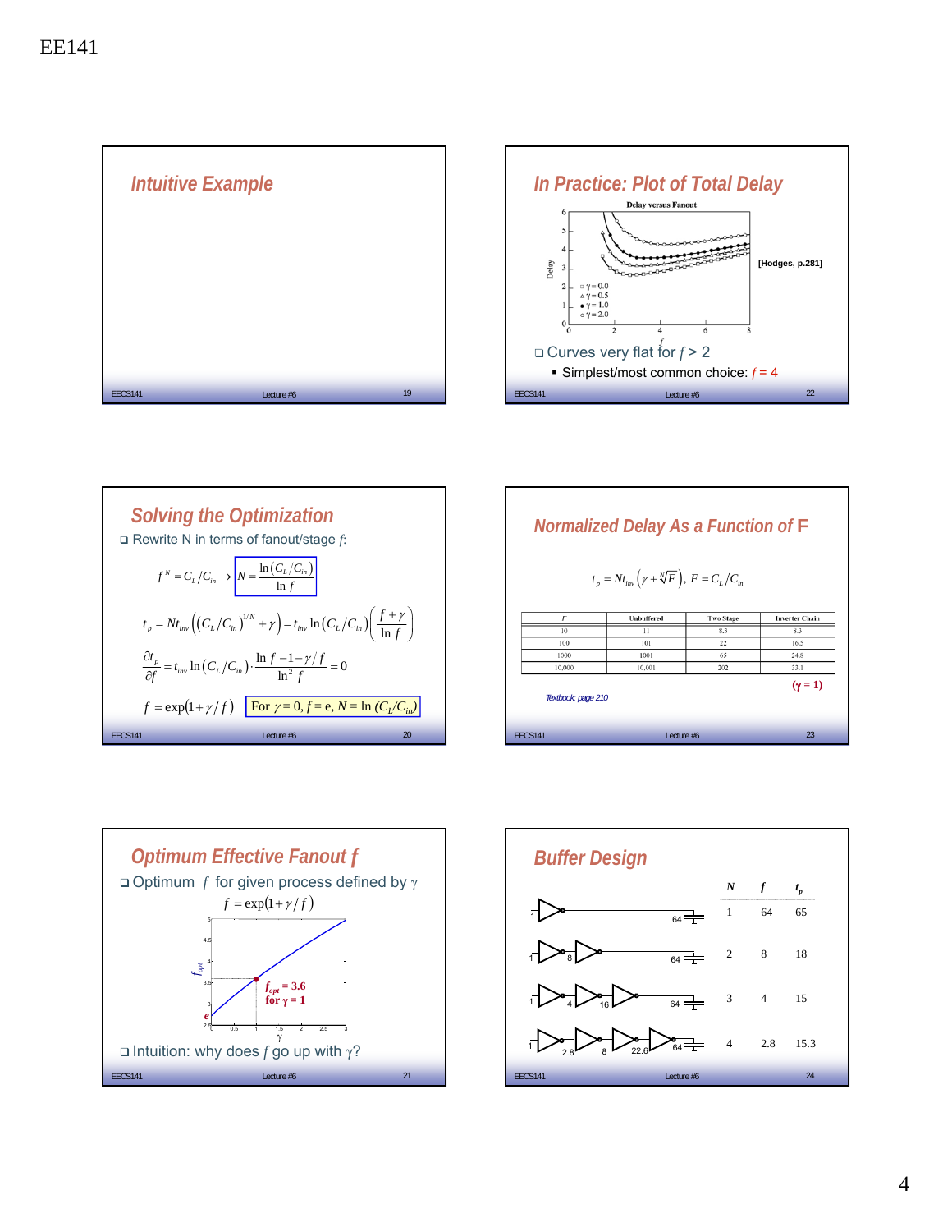EE141

## Intuitive Example

## In Practice: Plot of Total Delay

Delay versus Fanout

[Hodges, p.281]

- Curves very flat for $f > 2$
  - Simplest/most common choice: $f = 4$

## Solving the Optimization

- Rewrite N in terms of fanout/stage $f$:

$$f^N = C_L/C_{in} \rightarrow N = \frac{\ln(C_L/C_{in})}{\ln f}$$

$$t_p = Nt_{inv}\left((C_L/C_{in})^{1/N} + \gamma\right) = t_{inv}\ln(C_L/C_{in})\left(\frac{f+\gamma}{\ln f}\right)$$

$$\frac{\partial t_p}{\partial f} = t_{inv}\ln(C_L/C_{in}) \cdot \frac{\ln f - 1 - \gamma/f}{\ln^2 f} = 0$$

$$f = \exp(1 + \gamma/f)$$

For $\gamma = 0$, $f = e$, $N = \ln(C_L/C_{in})$

## Normalized Delay As a Function of F

$$t_p = Nt_{inv}\left(\gamma + \sqrt[N]{F}\right),\ F = C_L/C_{in}$$

| F | Unbuffered | Two Stage | Inverter Chain |
|---|---|---|---|
| 10 | 11 | 8.3 | 8.3 |
| 100 | 101 | 22 | 16.5 |
| 1000 | 1001 | 65 | 24.8 |
| 10,000 | 10,001 | 202 | 33.1 |

($\gamma = 1$)

*Textbook: page 210*

## Optimum Effective Fanout f

- Optimum $f$ for given process defined by $\gamma$

$$f = \exp(1 + \gamma/f)$$

$f_{opt} = 3.6$ for $\gamma = 1$

- Intuition: why does $f$ go up with $\gamma$?

## Buffer Design

| N | f | $t_p$ |
|---|---|---|
| 1 | 64 | 65 |
| 2 | 8 | 18 |
| 3 | 4 | 15 |
| 4 | 2.8 | 15.3 |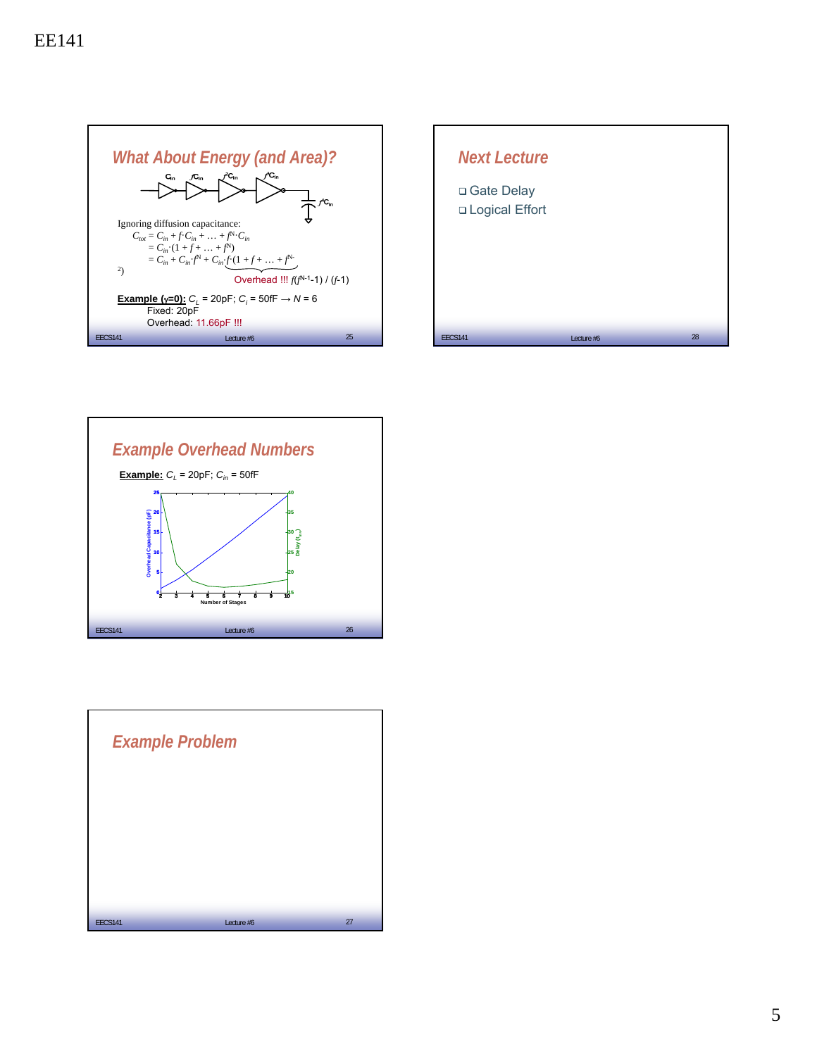EE141

## What About Energy (and Area)?

$C_{in}$ $fC_{in}$ $f^2C_{in}$ $f^3C_{in}$

$f^N C_{in}$

Ignoring diffusion capacitance:

$$C_{tot} = C_{in} + f \cdot C_{in} + \ldots + f^N \cdot C_{in}$$
$$= C_{in} \cdot (1 + f + \ldots + f^N)$$
$$= C_{in} + C_{in} \cdot f^N + C_{in} \cdot f \cdot (1 + f + \ldots + f^{N-2})$$

Overhead !!! $f(f^{N-1}-1) / (f-1)$

**Example ($\gamma$=0):** $C_L$ = 20pF; $C_i$ = 50fF → $N$ = 6

Fixed: 20pF

Overhead: 11.66pF !!!

## Next Lecture

- Gate Delay
- Logical Effort

## Example Overhead Numbers

**Example:** $C_L$ = 20pF; $C_{in}$ = 50fF

Overhead Capacitance (pF)

0
5
10
15
20
25

Delay ($t_{inv}$)

15
20
25
30
35
40

Number of Stages

2 3 4 5 6 7 8 9 10

## Example Problem